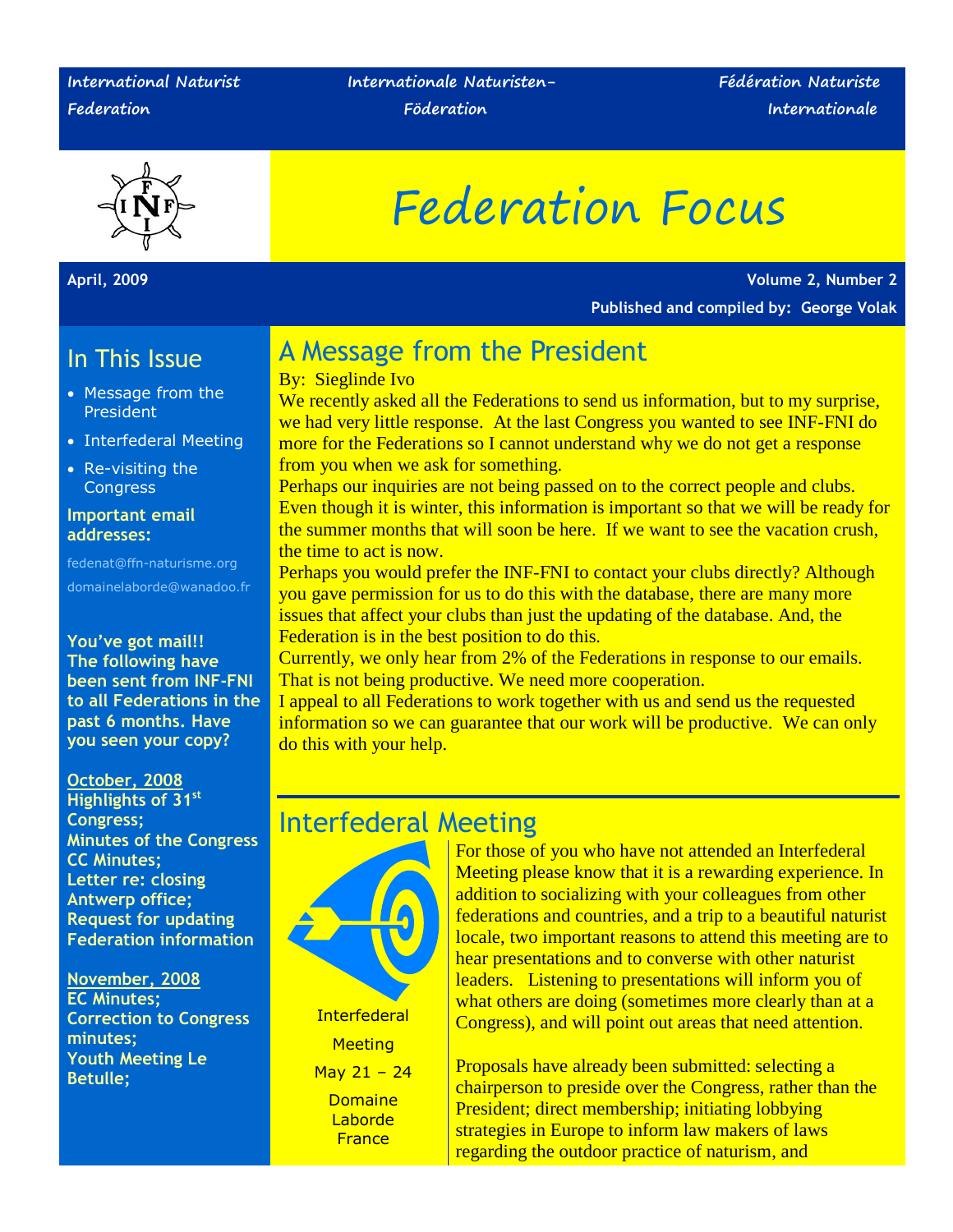International Naturist Federation | Internationale Naturisten-Föderation | Fédération Naturiste Internationale

# Federation Focus

**April, 2009** — **Volume 2, Number 2**

**Published and compiled by: George Volak**

## In This Issue

- Message from the President
- Interfederal Meeting
- Re-visiting the Congress

**Important email addresses:**

fedenat@ffn-naturisme.org

domainelaborde@wanadoo.fr

**You've got mail!! The following have been sent from INF-FNI to all Federations in the past 6 months. Have you seen your copy?**

**October, 2008**
**Highlights of 31st Congress;**
**Minutes of the Congress**
**CC Minutes;**
**Letter re: closing Antwerp office;**
**Request for updating Federation information**

**November, 2008**
**EC Minutes;**
**Correction to Congress minutes;**
**Youth Meeting Le Betulle;**

## A Message from the President

By: Sieglinde Ivo

We recently asked all the Federations to send us information, but to my surprise, we had very little response. At the last Congress you wanted to see INF-FNI do more for the Federations so I cannot understand why we do not get a response from you when we ask for something.

Perhaps our inquiries are not being passed on to the correct people and clubs. Even though it is winter, this information is important so that we will be ready for the summer months that will soon be here. If we want to see the vacation crush, the time to act is now.

Perhaps you would prefer the INF-FNI to contact your clubs directly? Although you gave permission for us to do this with the database, there are many more issues that affect your clubs than just the updating of the database. And, the Federation is in the best position to do this.

Currently, we only hear from 2% of the Federations in response to our emails. That is not being productive. We need more cooperation.

I appeal to all Federations to work together with us and send us the requested information so we can guarantee that our work will be productive. We can only do this with your help.

## Interfederal Meeting

Interfederal Meeting
May 21 – 24
Domaine Laborde
France

For those of you who have not attended an Interfederal Meeting please know that it is a rewarding experience. In addition to socializing with your colleagues from other federations and countries, and a trip to a beautiful naturist locale, two important reasons to attend this meeting are to hear presentations and to converse with other naturist leaders. Listening to presentations will inform you of what others are doing (sometimes more clearly than at a Congress), and will point out areas that need attention.

Proposals have already been submitted: selecting a chairperson to preside over the Congress, rather than the President; direct membership; initiating lobbying strategies in Europe to inform law makers of laws regarding the outdoor practice of naturism, and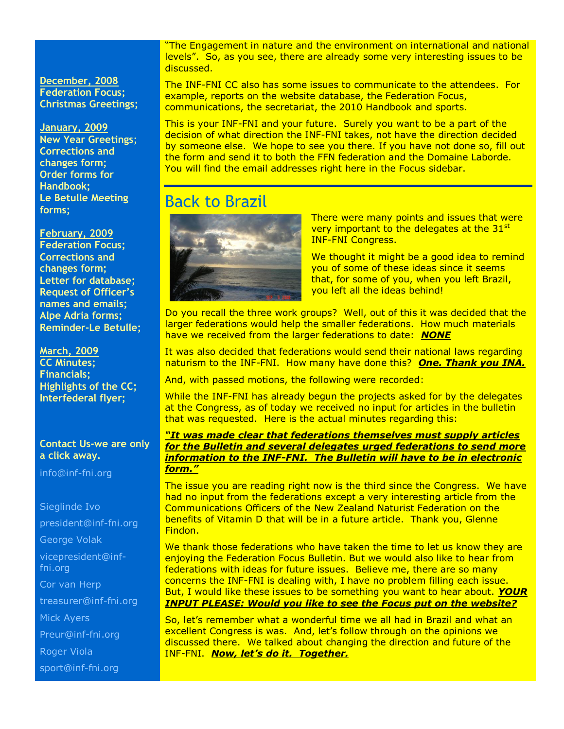**December, 2008**
**Federation Focus;**
**Christmas Greetings;**

**January, 2009**
**New Year Greetings;**
**Corrections and changes form;**
**Order forms for Handbook;**
**Le Betulle Meeting forms;**

**February, 2009**
**Federation Focus;**
**Corrections and changes form;**
**Letter for database;**
**Request of Officer's names and emails;**
**Alpe Adria forms;**
**Reminder-Le Betulle;**

**March, 2009**
**CC Minutes;**
**Financials;**
**Highlights of the CC;**
**Interfederal flyer;**

**Contact Us-we are only a click away.**

info@inf-fni.org

Sieglinde Ivo
president@inf-fni.org

George Volak
vicepresident@inf-fni.org

Cor van Herp
treasurer@inf-fni.org

Mick Ayers
Preur@inf-fni.org

Roger Viola
sport@inf-fni.org

"The Engagement in nature and the environment on international and national levels". So, as you see, there are already some very interesting issues to be discussed.

The INF-FNI CC also has some issues to communicate to the attendees. For example, reports on the website database, the Federation Focus, communications, the secretariat, the 2010 Handbook and sports.

This is your INF-FNI and your future. Surely you want to be a part of the decision of what direction the INF-FNI takes, not have the direction decided by someone else. We hope to see you there. If you have not done so, fill out the form and send it to both the FFN federation and the Domaine Laborde. You will find the email addresses right here in the Focus sidebar.

## Back to Brazil

There were many points and issues that were very important to the delegates at the 31st INF-FNI Congress.

We thought it might be a good idea to remind you of some of these ideas since it seems that, for some of you, when you left Brazil, you left all the ideas behind!

Do you recall the three work groups? Well, out of this it was decided that the larger federations would help the smaller federations. How much materials have we received from the larger federations to date: ***NONE***

It was also decided that federations would send their national laws regarding naturism to the INF-FNI. How many have done this? ***One. Thank you INA.***

And, with passed motions, the following were recorded:

While the INF-FNI has already begun the projects asked for by the delegates at the Congress, as of today we received no input for articles in the bulletin that was requested. Here is the actual minutes regarding this:

***"It was made clear that federations themselves must supply articles for the Bulletin and several delegates urged federations to send more information to the INF-FNI. The Bulletin will have to be in electronic form."***

The issue you are reading right now is the third since the Congress. We have had no input from the federations except a very interesting article from the Communications Officers of the New Zealand Naturist Federation on the benefits of Vitamin D that will be in a future article. Thank you, Glenne Findon.

We thank those federations who have taken the time to let us know they are enjoying the Federation Focus Bulletin. But we would also like to hear from federations with ideas for future issues. Believe me, there are so many concerns the INF-FNI is dealing with, I have no problem filling each issue. But, I would like these issues to be something you want to hear about. ***YOUR INPUT PLEASE: Would you like to see the Focus put on the website?***

So, let's remember what a wonderful time we all had in Brazil and what an excellent Congress is was. And, let's follow through on the opinions we discussed there. We talked about changing the direction and future of the INF-FNI. ***Now, let's do it. Together.***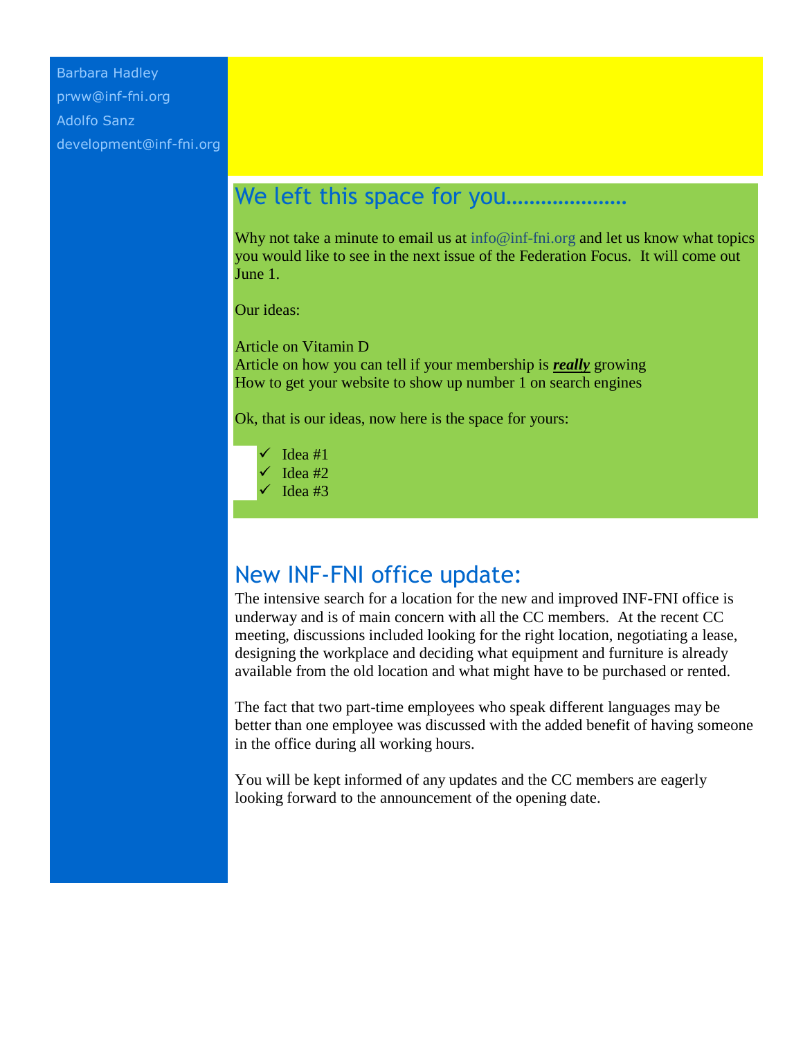Barbara Hadley
prww@inf-fni.org
Adolfo Sanz
development@inf-fni.org

## We left this space for you…………………

Why not take a minute to email us at info@inf-fni.org and let us know what topics you would like to see in the next issue of the Federation Focus. It will come out June 1.

Our ideas:

Article on Vitamin D
Article on how you can tell if your membership is ***really*** growing
How to get your website to show up number 1 on search engines

Ok, that is our ideas, now here is the space for yours:

- ✓ Idea #1
- ✓ Idea #2
- ✓ Idea #3

## New INF-FNI office update:

The intensive search for a location for the new and improved INF-FNI office is underway and is of main concern with all the CC members. At the recent CC meeting, discussions included looking for the right location, negotiating a lease, designing the workplace and deciding what equipment and furniture is already available from the old location and what might have to be purchased or rented.

The fact that two part-time employees who speak different languages may be better than one employee was discussed with the added benefit of having someone in the office during all working hours.

You will be kept informed of any updates and the CC members are eagerly looking forward to the announcement of the opening date.